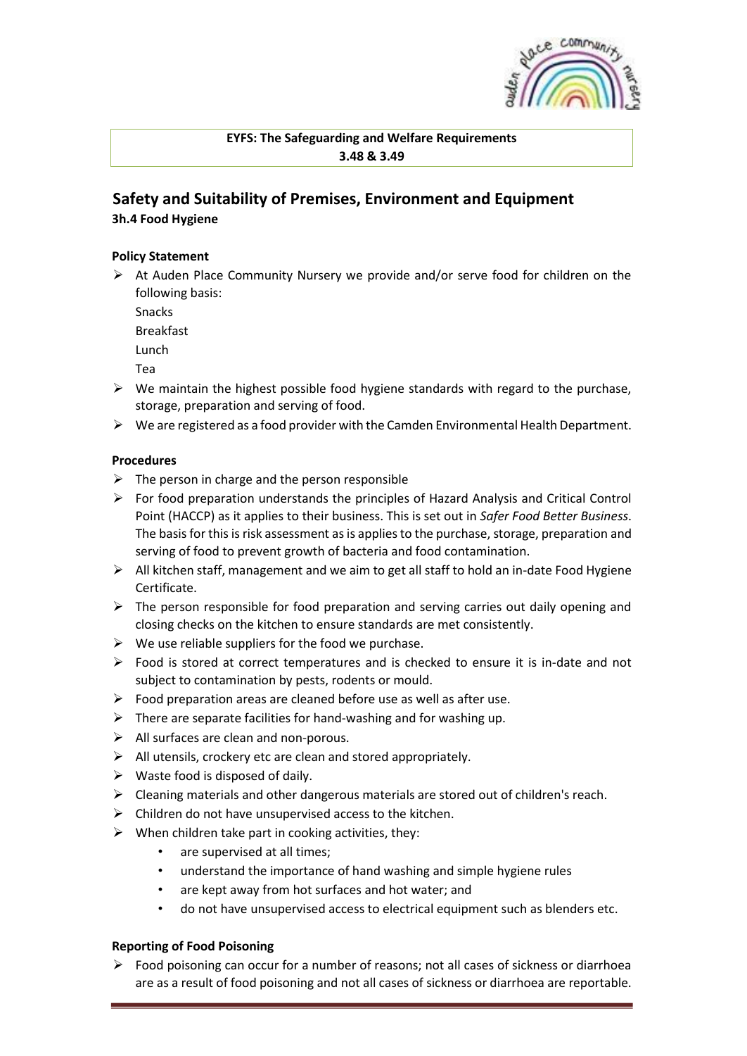**EYFS: The Safeguarding and Welfare Requirements**
**3.48 & 3.49**

## Safety and Suitability of Premises, Environment and Equipment

### 3h.4 Food Hygiene

**Policy Statement**

- At Auden Place Community Nursery we provide and/or serve food for children on the following basis:
  Snacks
  Breakfast
  Lunch
  Tea
- We maintain the highest possible food hygiene standards with regard to the purchase, storage, preparation and serving of food.
- We are registered as a food provider with the Camden Environmental Health Department.

**Procedures**

- The person in charge and the person responsible
- For food preparation understands the principles of Hazard Analysis and Critical Control Point (HACCP) as it applies to their business. This is set out in *Safer Food Better Business*. The basis for this is risk assessment as is applies to the purchase, storage, preparation and serving of food to prevent growth of bacteria and food contamination.
- All kitchen staff, management and we aim to get all staff to hold an in-date Food Hygiene Certificate.
- The person responsible for food preparation and serving carries out daily opening and closing checks on the kitchen to ensure standards are met consistently.
- We use reliable suppliers for the food we purchase.
- Food is stored at correct temperatures and is checked to ensure it is in-date and not subject to contamination by pests, rodents or mould.
- Food preparation areas are cleaned before use as well as after use.
- There are separate facilities for hand-washing and for washing up.
- All surfaces are clean and non-porous.
- All utensils, crockery etc are clean and stored appropriately.
- Waste food is disposed of daily.
- Cleaning materials and other dangerous materials are stored out of children's reach.
- Children do not have unsupervised access to the kitchen.
- When children take part in cooking activities, they:
  - are supervised at all times;
  - understand the importance of hand washing and simple hygiene rules
  - are kept away from hot surfaces and hot water; and
  - do not have unsupervised access to electrical equipment such as blenders etc.

**Reporting of Food Poisoning**

- Food poisoning can occur for a number of reasons; not all cases of sickness or diarrhoea are as a result of food poisoning and not all cases of sickness or diarrhoea are reportable.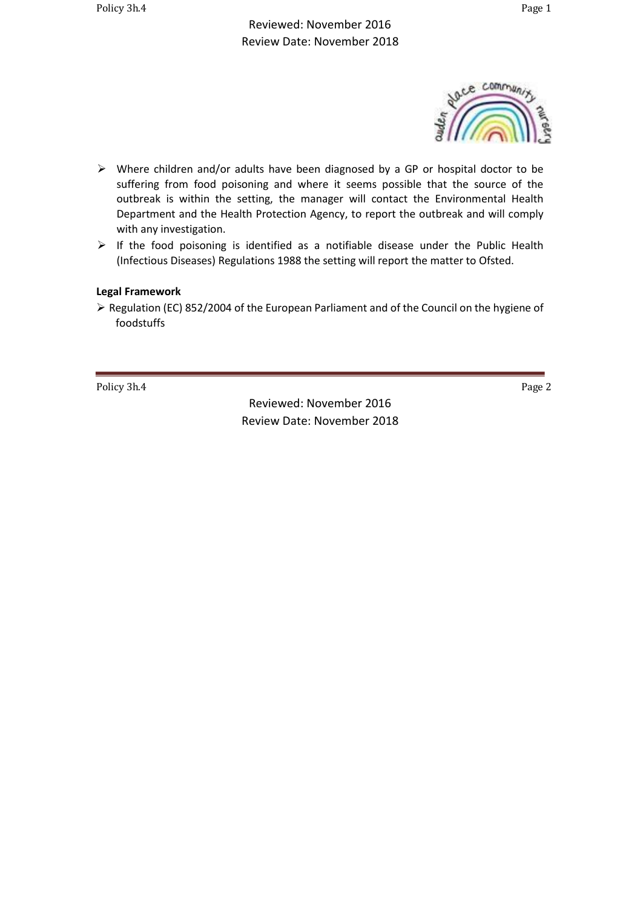- Where children and/or adults have been diagnosed by a GP or hospital doctor to be suffering from food poisoning and where it seems possible that the source of the outbreak is within the setting, the manager will contact the Environmental Health Department and the Health Protection Agency, to report the outbreak and will comply with any investigation.
- If the food poisoning is identified as a notifiable disease under the Public Health (Infectious Diseases) Regulations 1988 the setting will report the matter to Ofsted.

**Legal Framework**

- Regulation (EC) 852/2004 of the European Parliament and of the Council on the hygiene of foodstuffs